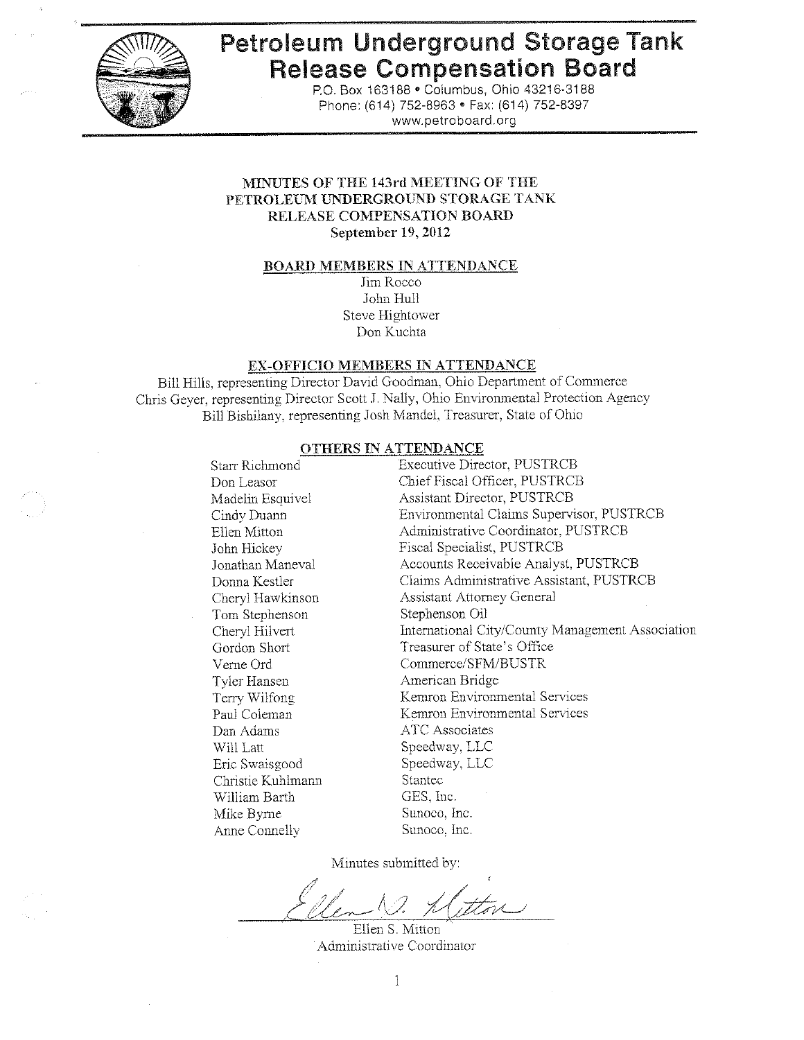# Petroleum Underground Storage Tank Release Compensation Board

P.O. Box 163188 • Columbus, Ohio 43216-3188
Phone: (614) 752-8963 • Fax: (614) 752-8397
www.petroboard.org

## MINUTES OF THE 143rd MEETING OF THE PETROLEUM UNDERGROUND STORAGE TANK RELEASE COMPENSATION BOARD
**September 19, 2012**

### BOARD MEMBERS IN ATTENDANCE

Jim Rocco
John Hull
Steve Hightower
Don Kuchta

### EX-OFFICIO MEMBERS IN ATTENDANCE

Bill Hills, representing Director David Goodman, Ohio Department of Commerce
Chris Geyer, representing Director Scott J. Nally, Ohio Environmental Protection Agency
Bill Bishilany, representing Josh Mandel, Treasurer, State of Ohio

### OTHERS IN ATTENDANCE

| | |
|---|---|
| Starr Richmond | Executive Director, PUSTRCB |
| Don Leasor | Chief Fiscal Officer, PUSTRCB |
| Madelin Esquivel | Assistant Director, PUSTRCB |
| Cindy Duann | Environmental Claims Supervisor, PUSTRCB |
| Ellen Mitton | Administrative Coordinator, PUSTRCB |
| John Hickey | Fiscal Specialist, PUSTRCB |
| Jonathan Maneval | Accounts Receivable Analyst, PUSTRCB |
| Donna Kestler | Claims Administrative Assistant, PUSTRCB |
| Cheryl Hawkinson | Assistant Attorney General |
| Tom Stephenson | Stephenson Oil |
| Cheryl Hilvert | International City/County Management Association |
| Gordon Short | Treasurer of State's Office |
| Verne Ord | Commerce/SFM/BUSTR |
| Tyler Hansen | American Bridge |
| Terry Wilfong | Kemron Environmental Services |
| Paul Coleman | Kemron Environmental Services |
| Dan Adams | ATC Associates |
| Will Latt | Speedway, LLC |
| Eric Swaisgood | Speedway, LLC |
| Christie Kuhlmann | Stantec |
| William Barth | GES, Inc. |
| Mike Byrne | Sunoco, Inc. |
| Anne Connelly | Sunoco, Inc. |

Minutes submitted by:

Ellen S. Mitton
Administrative Coordinator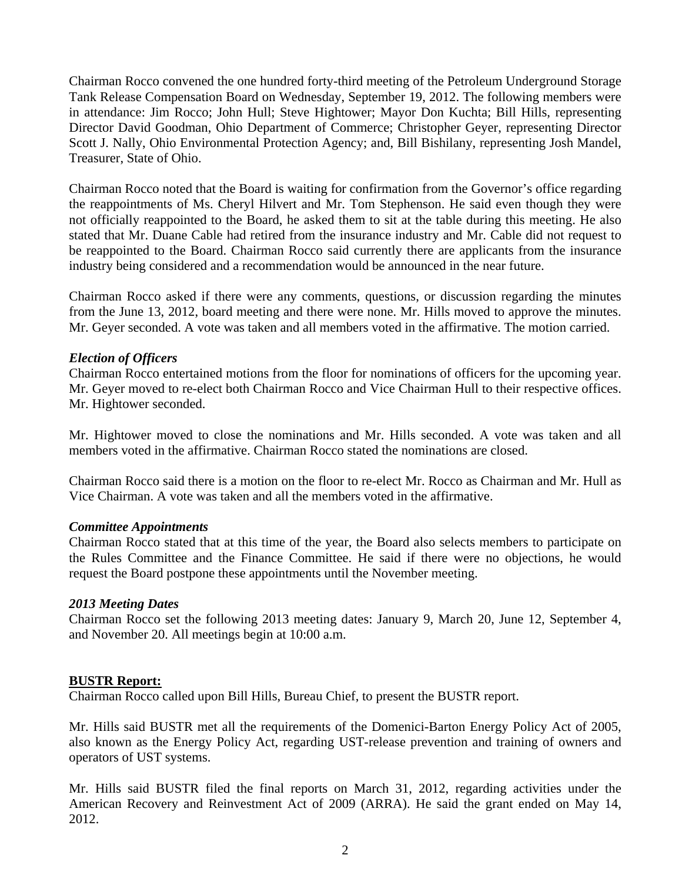Chairman Rocco convened the one hundred forty-third meeting of the Petroleum Underground Storage Tank Release Compensation Board on Wednesday, September 19, 2012. The following members were in attendance: Jim Rocco; John Hull; Steve Hightower; Mayor Don Kuchta; Bill Hills, representing Director David Goodman, Ohio Department of Commerce; Christopher Geyer, representing Director Scott J. Nally, Ohio Environmental Protection Agency; and, Bill Bishilany, representing Josh Mandel, Treasurer, State of Ohio.

Chairman Rocco noted that the Board is waiting for confirmation from the Governor's office regarding the reappointments of Ms. Cheryl Hilvert and Mr. Tom Stephenson. He said even though they were not officially reappointed to the Board, he asked them to sit at the table during this meeting. He also stated that Mr. Duane Cable had retired from the insurance industry and Mr. Cable did not request to be reappointed to the Board. Chairman Rocco said currently there are applicants from the insurance industry being considered and a recommendation would be announced in the near future.

Chairman Rocco asked if there were any comments, questions, or discussion regarding the minutes from the June 13, 2012, board meeting and there were none. Mr. Hills moved to approve the minutes. Mr. Geyer seconded. A vote was taken and all members voted in the affirmative. The motion carried.

***Election of Officers***

Chairman Rocco entertained motions from the floor for nominations of officers for the upcoming year. Mr. Geyer moved to re-elect both Chairman Rocco and Vice Chairman Hull to their respective offices. Mr. Hightower seconded.

Mr. Hightower moved to close the nominations and Mr. Hills seconded. A vote was taken and all members voted in the affirmative. Chairman Rocco stated the nominations are closed.

Chairman Rocco said there is a motion on the floor to re-elect Mr. Rocco as Chairman and Mr. Hull as Vice Chairman. A vote was taken and all the members voted in the affirmative.

***Committee Appointments***

Chairman Rocco stated that at this time of the year, the Board also selects members to participate on the Rules Committee and the Finance Committee. He said if there were no objections, he would request the Board postpone these appointments until the November meeting.

***2013 Meeting Dates***

Chairman Rocco set the following 2013 meeting dates: January 9, March 20, June 12, September 4, and November 20. All meetings begin at 10:00 a.m.

**BUSTR Report:**

Chairman Rocco called upon Bill Hills, Bureau Chief, to present the BUSTR report.

Mr. Hills said BUSTR met all the requirements of the Domenici-Barton Energy Policy Act of 2005, also known as the Energy Policy Act, regarding UST-release prevention and training of owners and operators of UST systems.

Mr. Hills said BUSTR filed the final reports on March 31, 2012, regarding activities under the American Recovery and Reinvestment Act of 2009 (ARRA). He said the grant ended on May 14, 2012.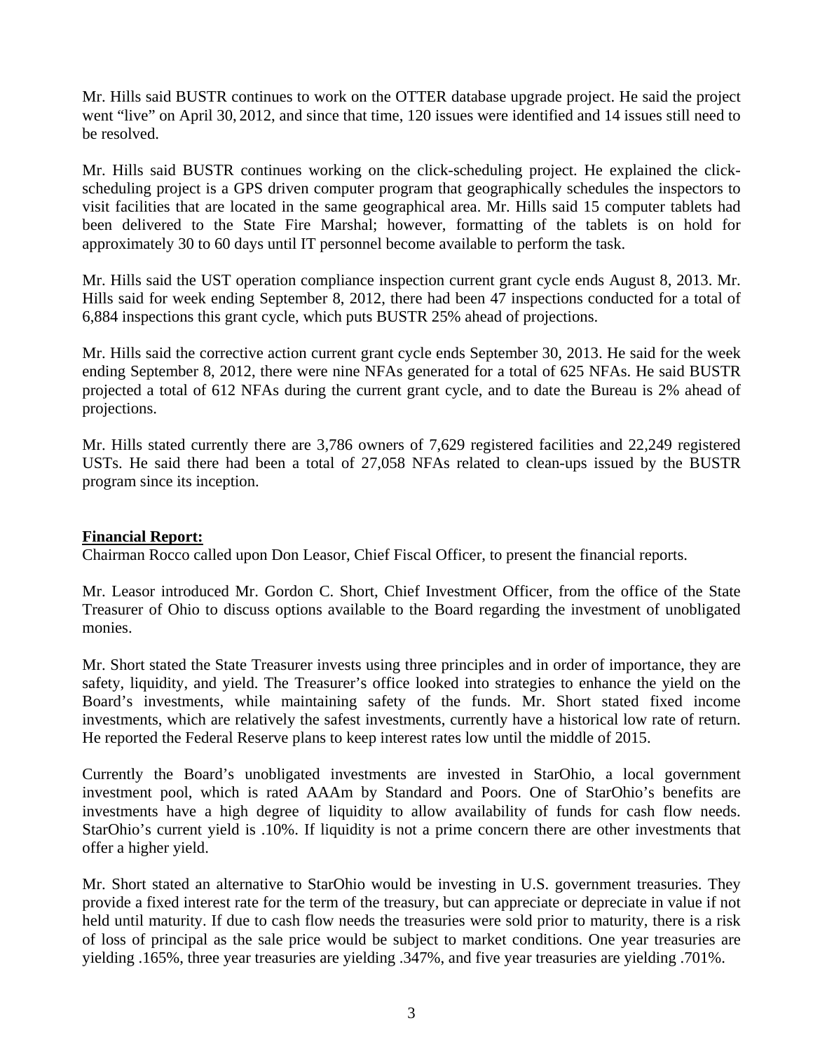Mr. Hills said BUSTR continues to work on the OTTER database upgrade project. He said the project went "live" on April 30, 2012, and since that time, 120 issues were identified and 14 issues still need to be resolved.

Mr. Hills said BUSTR continues working on the click-scheduling project. He explained the click-scheduling project is a GPS driven computer program that geographically schedules the inspectors to visit facilities that are located in the same geographical area. Mr. Hills said 15 computer tablets had been delivered to the State Fire Marshal; however, formatting of the tablets is on hold for approximately 30 to 60 days until IT personnel become available to perform the task.

Mr. Hills said the UST operation compliance inspection current grant cycle ends August 8, 2013. Mr. Hills said for week ending September 8, 2012, there had been 47 inspections conducted for a total of 6,884 inspections this grant cycle, which puts BUSTR 25% ahead of projections.

Mr. Hills said the corrective action current grant cycle ends September 30, 2013. He said for the week ending September 8, 2012, there were nine NFAs generated for a total of 625 NFAs. He said BUSTR projected a total of 612 NFAs during the current grant cycle, and to date the Bureau is 2% ahead of projections.

Mr. Hills stated currently there are 3,786 owners of 7,629 registered facilities and 22,249 registered USTs. He said there had been a total of 27,058 NFAs related to clean-ups issued by the BUSTR program since its inception.

**Financial Report:**

Chairman Rocco called upon Don Leasor, Chief Fiscal Officer, to present the financial reports.

Mr. Leasor introduced Mr. Gordon C. Short, Chief Investment Officer, from the office of the State Treasurer of Ohio to discuss options available to the Board regarding the investment of unobligated monies.

Mr. Short stated the State Treasurer invests using three principles and in order of importance, they are safety, liquidity, and yield. The Treasurer's office looked into strategies to enhance the yield on the Board's investments, while maintaining safety of the funds. Mr. Short stated fixed income investments, which are relatively the safest investments, currently have a historical low rate of return. He reported the Federal Reserve plans to keep interest rates low until the middle of 2015.

Currently the Board's unobligated investments are invested in StarOhio, a local government investment pool, which is rated AAAm by Standard and Poors. One of StarOhio's benefits are investments have a high degree of liquidity to allow availability of funds for cash flow needs. StarOhio's current yield is .10%. If liquidity is not a prime concern there are other investments that offer a higher yield.

Mr. Short stated an alternative to StarOhio would be investing in U.S. government treasuries. They provide a fixed interest rate for the term of the treasury, but can appreciate or depreciate in value if not held until maturity. If due to cash flow needs the treasuries were sold prior to maturity, there is a risk of loss of principal as the sale price would be subject to market conditions. One year treasuries are yielding .165%, three year treasuries are yielding .347%, and five year treasuries are yielding .701%.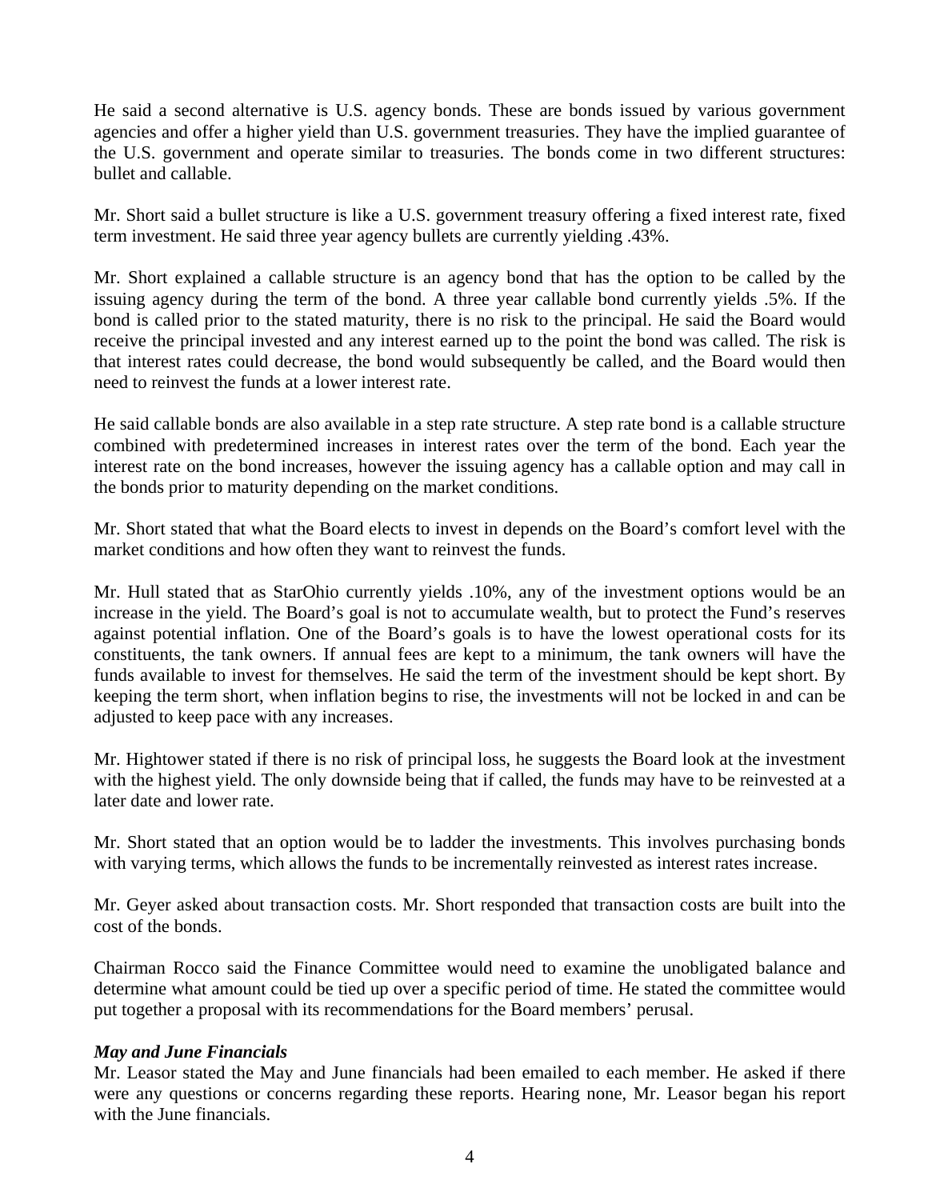He said a second alternative is U.S. agency bonds. These are bonds issued by various government agencies and offer a higher yield than U.S. government treasuries. They have the implied guarantee of the U.S. government and operate similar to treasuries. The bonds come in two different structures: bullet and callable.

Mr. Short said a bullet structure is like a U.S. government treasury offering a fixed interest rate, fixed term investment. He said three year agency bullets are currently yielding .43%.

Mr. Short explained a callable structure is an agency bond that has the option to be called by the issuing agency during the term of the bond. A three year callable bond currently yields .5%. If the bond is called prior to the stated maturity, there is no risk to the principal. He said the Board would receive the principal invested and any interest earned up to the point the bond was called. The risk is that interest rates could decrease, the bond would subsequently be called, and the Board would then need to reinvest the funds at a lower interest rate.

He said callable bonds are also available in a step rate structure. A step rate bond is a callable structure combined with predetermined increases in interest rates over the term of the bond. Each year the interest rate on the bond increases, however the issuing agency has a callable option and may call in the bonds prior to maturity depending on the market conditions.

Mr. Short stated that what the Board elects to invest in depends on the Board's comfort level with the market conditions and how often they want to reinvest the funds.

Mr. Hull stated that as StarOhio currently yields .10%, any of the investment options would be an increase in the yield. The Board's goal is not to accumulate wealth, but to protect the Fund's reserves against potential inflation. One of the Board's goals is to have the lowest operational costs for its constituents, the tank owners. If annual fees are kept to a minimum, the tank owners will have the funds available to invest for themselves. He said the term of the investment should be kept short. By keeping the term short, when inflation begins to rise, the investments will not be locked in and can be adjusted to keep pace with any increases.

Mr. Hightower stated if there is no risk of principal loss, he suggests the Board look at the investment with the highest yield. The only downside being that if called, the funds may have to be reinvested at a later date and lower rate.

Mr. Short stated that an option would be to ladder the investments. This involves purchasing bonds with varying terms, which allows the funds to be incrementally reinvested as interest rates increase.

Mr. Geyer asked about transaction costs. Mr. Short responded that transaction costs are built into the cost of the bonds.

Chairman Rocco said the Finance Committee would need to examine the unobligated balance and determine what amount could be tied up over a specific period of time. He stated the committee would put together a proposal with its recommendations for the Board members' perusal.

***May and June Financials***

Mr. Leasor stated the May and June financials had been emailed to each member. He asked if there were any questions or concerns regarding these reports. Hearing none, Mr. Leasor began his report with the June financials.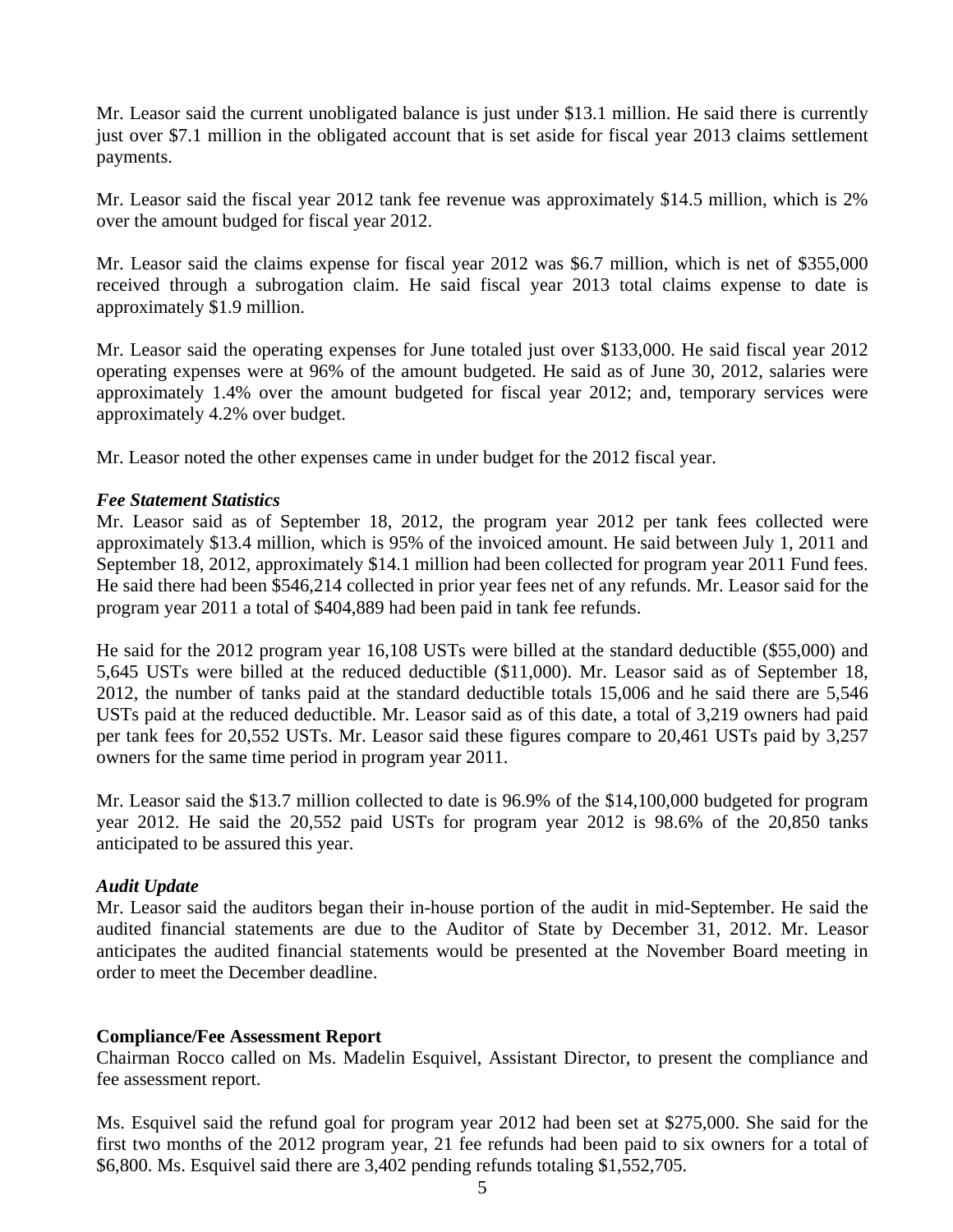Mr. Leasor said the current unobligated balance is just under \$13.1 million. He said there is currently just over \$7.1 million in the obligated account that is set aside for fiscal year 2013 claims settlement payments.

Mr. Leasor said the fiscal year 2012 tank fee revenue was approximately \$14.5 million, which is 2% over the amount budged for fiscal year 2012.

Mr. Leasor said the claims expense for fiscal year 2012 was \$6.7 million, which is net of \$355,000 received through a subrogation claim. He said fiscal year 2013 total claims expense to date is approximately \$1.9 million.

Mr. Leasor said the operating expenses for June totaled just over \$133,000. He said fiscal year 2012 operating expenses were at 96% of the amount budgeted. He said as of June 30, 2012, salaries were approximately 1.4% over the amount budgeted for fiscal year 2012; and, temporary services were approximately 4.2% over budget.

Mr. Leasor noted the other expenses came in under budget for the 2012 fiscal year.

***Fee Statement Statistics***

Mr. Leasor said as of September 18, 2012, the program year 2012 per tank fees collected were approximately \$13.4 million, which is 95% of the invoiced amount. He said between July 1, 2011 and September 18, 2012, approximately \$14.1 million had been collected for program year 2011 Fund fees. He said there had been \$546,214 collected in prior year fees net of any refunds. Mr. Leasor said for the program year 2011 a total of \$404,889 had been paid in tank fee refunds.

He said for the 2012 program year 16,108 USTs were billed at the standard deductible (\$55,000) and 5,645 USTs were billed at the reduced deductible (\$11,000). Mr. Leasor said as of September 18, 2012, the number of tanks paid at the standard deductible totals 15,006 and he said there are 5,546 USTs paid at the reduced deductible. Mr. Leasor said as of this date, a total of 3,219 owners had paid per tank fees for 20,552 USTs. Mr. Leasor said these figures compare to 20,461 USTs paid by 3,257 owners for the same time period in program year 2011.

Mr. Leasor said the \$13.7 million collected to date is 96.9% of the \$14,100,000 budgeted for program year 2012. He said the 20,552 paid USTs for program year 2012 is 98.6% of the 20,850 tanks anticipated to be assured this year.

***Audit Update***

Mr. Leasor said the auditors began their in-house portion of the audit in mid-September. He said the audited financial statements are due to the Auditor of State by December 31, 2012. Mr. Leasor anticipates the audited financial statements would be presented at the November Board meeting in order to meet the December deadline.

**Compliance/Fee Assessment Report**

Chairman Rocco called on Ms. Madelin Esquivel, Assistant Director, to present the compliance and fee assessment report.

Ms. Esquivel said the refund goal for program year 2012 had been set at \$275,000. She said for the first two months of the 2012 program year, 21 fee refunds had been paid to six owners for a total of \$6,800. Ms. Esquivel said there are 3,402 pending refunds totaling \$1,552,705.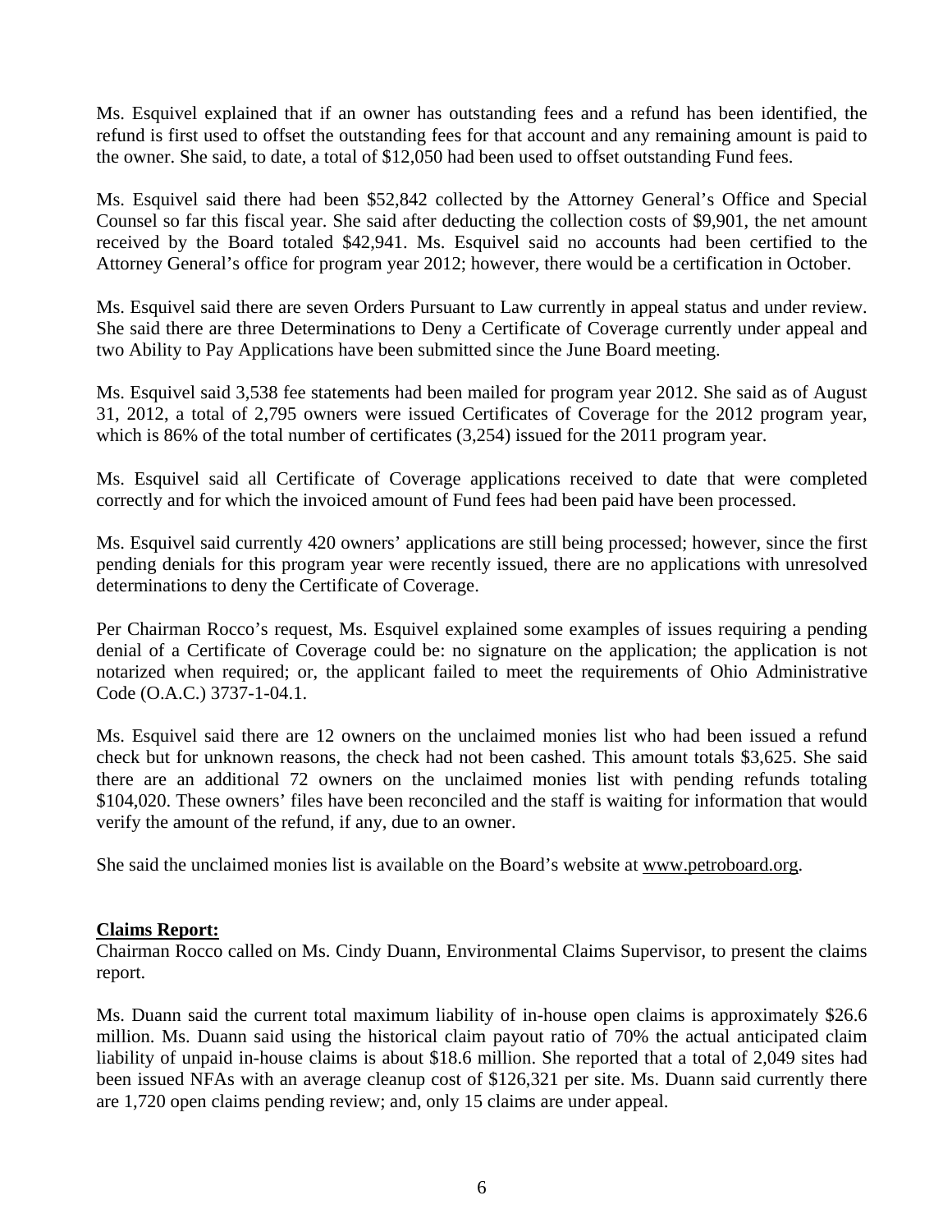Ms. Esquivel explained that if an owner has outstanding fees and a refund has been identified, the refund is first used to offset the outstanding fees for that account and any remaining amount is paid to the owner. She said, to date, a total of $12,050 had been used to offset outstanding Fund fees.

Ms. Esquivel said there had been $52,842 collected by the Attorney General's Office and Special Counsel so far this fiscal year. She said after deducting the collection costs of $9,901, the net amount received by the Board totaled $42,941. Ms. Esquivel said no accounts had been certified to the Attorney General's office for program year 2012; however, there would be a certification in October.

Ms. Esquivel said there are seven Orders Pursuant to Law currently in appeal status and under review. She said there are three Determinations to Deny a Certificate of Coverage currently under appeal and two Ability to Pay Applications have been submitted since the June Board meeting.

Ms. Esquivel said 3,538 fee statements had been mailed for program year 2012. She said as of August 31, 2012, a total of 2,795 owners were issued Certificates of Coverage for the 2012 program year, which is 86% of the total number of certificates (3,254) issued for the 2011 program year.

Ms. Esquivel said all Certificate of Coverage applications received to date that were completed correctly and for which the invoiced amount of Fund fees had been paid have been processed.

Ms. Esquivel said currently 420 owners' applications are still being processed; however, since the first pending denials for this program year were recently issued, there are no applications with unresolved determinations to deny the Certificate of Coverage.

Per Chairman Rocco's request, Ms. Esquivel explained some examples of issues requiring a pending denial of a Certificate of Coverage could be: no signature on the application; the application is not notarized when required; or, the applicant failed to meet the requirements of Ohio Administrative Code (O.A.C.) 3737-1-04.1.

Ms. Esquivel said there are 12 owners on the unclaimed monies list who had been issued a refund check but for unknown reasons, the check had not been cashed. This amount totals $3,625. She said there are an additional 72 owners on the unclaimed monies list with pending refunds totaling $104,020. These owners' files have been reconciled and the staff is waiting for information that would verify the amount of the refund, if any, due to an owner.

She said the unclaimed monies list is available on the Board's website at www.petroboard.org.

**Claims Report:**

Chairman Rocco called on Ms. Cindy Duann, Environmental Claims Supervisor, to present the claims report.

Ms. Duann said the current total maximum liability of in-house open claims is approximately $26.6 million. Ms. Duann said using the historical claim payout ratio of 70% the actual anticipated claim liability of unpaid in-house claims is about $18.6 million. She reported that a total of 2,049 sites had been issued NFAs with an average cleanup cost of $126,321 per site. Ms. Duann said currently there are 1,720 open claims pending review; and, only 15 claims are under appeal.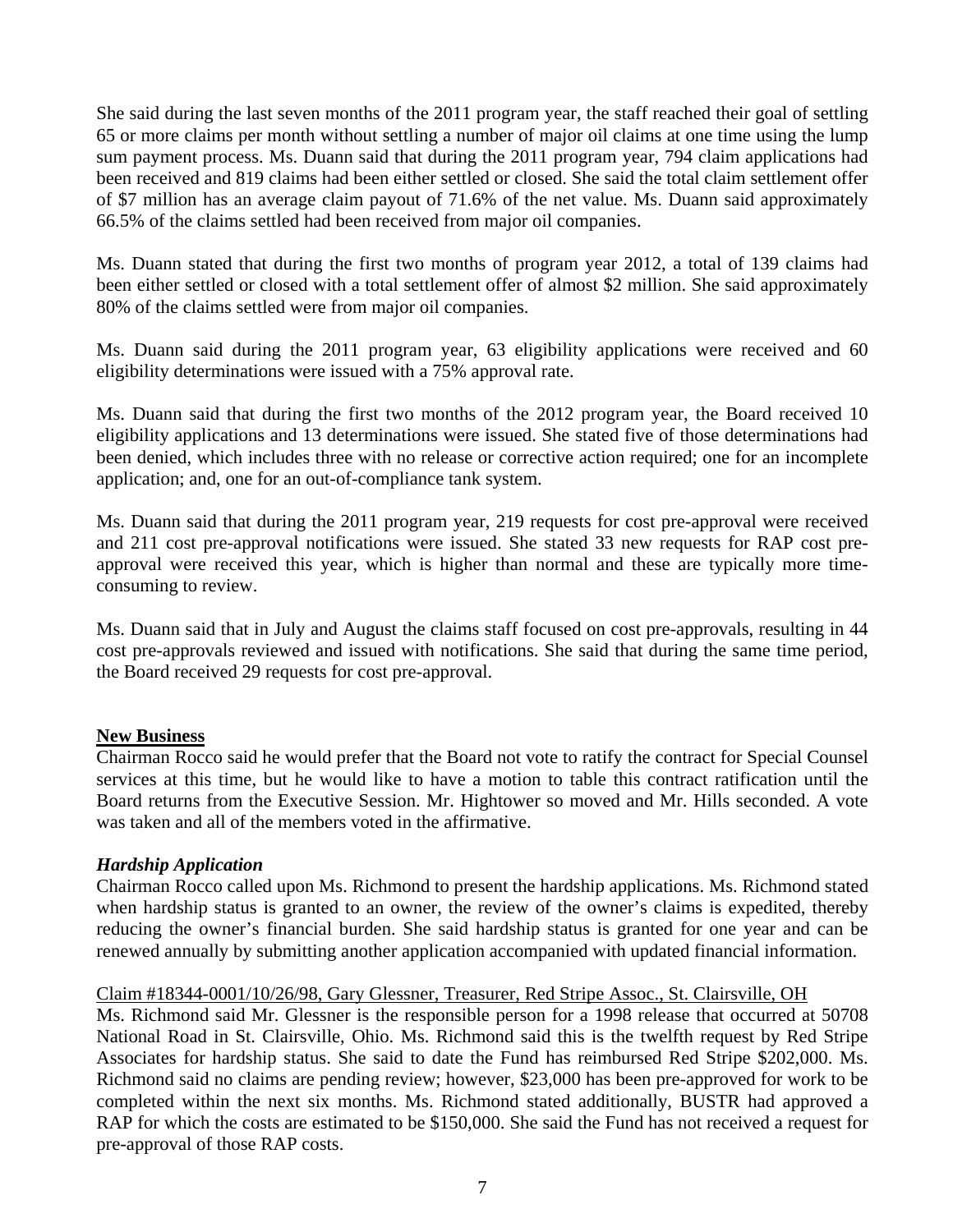She said during the last seven months of the 2011 program year, the staff reached their goal of settling 65 or more claims per month without settling a number of major oil claims at one time using the lump sum payment process. Ms. Duann said that during the 2011 program year, 794 claim applications had been received and 819 claims had been either settled or closed. She said the total claim settlement offer of $7 million has an average claim payout of 71.6% of the net value. Ms. Duann said approximately 66.5% of the claims settled had been received from major oil companies.

Ms. Duann stated that during the first two months of program year 2012, a total of 139 claims had been either settled or closed with a total settlement offer of almost $2 million. She said approximately 80% of the claims settled were from major oil companies.

Ms. Duann said during the 2011 program year, 63 eligibility applications were received and 60 eligibility determinations were issued with a 75% approval rate.

Ms. Duann said that during the first two months of the 2012 program year, the Board received 10 eligibility applications and 13 determinations were issued. She stated five of those determinations had been denied, which includes three with no release or corrective action required; one for an incomplete application; and, one for an out-of-compliance tank system.

Ms. Duann said that during the 2011 program year, 219 requests for cost pre-approval were received and 211 cost pre-approval notifications were issued. She stated 33 new requests for RAP cost pre-approval were received this year, which is higher than normal and these are typically more time-consuming to review.

Ms. Duann said that in July and August the claims staff focused on cost pre-approvals, resulting in 44 cost pre-approvals reviewed and issued with notifications. She said that during the same time period, the Board received 29 requests for cost pre-approval.

**New Business**

Chairman Rocco said he would prefer that the Board not vote to ratify the contract for Special Counsel services at this time, but he would like to have a motion to table this contract ratification until the Board returns from the Executive Session. Mr. Hightower so moved and Mr. Hills seconded. A vote was taken and all of the members voted in the affirmative.

***Hardship Application***

Chairman Rocco called upon Ms. Richmond to present the hardship applications. Ms. Richmond stated when hardship status is granted to an owner, the review of the owner's claims is expedited, thereby reducing the owner's financial burden. She said hardship status is granted for one year and can be renewed annually by submitting another application accompanied with updated financial information.

Claim #18344-0001/10/26/98, Gary Glessner, Treasurer, Red Stripe Assoc., St. Clairsville, OH

Ms. Richmond said Mr. Glessner is the responsible person for a 1998 release that occurred at 50708 National Road in St. Clairsville, Ohio. Ms. Richmond said this is the twelfth request by Red Stripe Associates for hardship status. She said to date the Fund has reimbursed Red Stripe $202,000. Ms. Richmond said no claims are pending review; however, $23,000 has been pre-approved for work to be completed within the next six months. Ms. Richmond stated additionally, BUSTR had approved a RAP for which the costs are estimated to be $150,000. She said the Fund has not received a request for pre-approval of those RAP costs.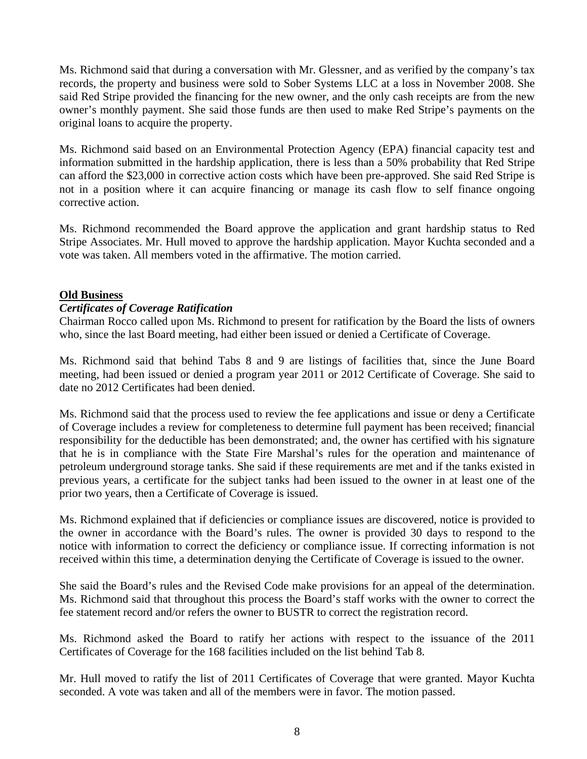Ms. Richmond said that during a conversation with Mr. Glessner, and as verified by the company's tax records, the property and business were sold to Sober Systems LLC at a loss in November 2008. She said Red Stripe provided the financing for the new owner, and the only cash receipts are from the new owner's monthly payment. She said those funds are then used to make Red Stripe's payments on the original loans to acquire the property.

Ms. Richmond said based on an Environmental Protection Agency (EPA) financial capacity test and information submitted in the hardship application, there is less than a 50% probability that Red Stripe can afford the $23,000 in corrective action costs which have been pre-approved. She said Red Stripe is not in a position where it can acquire financing or manage its cash flow to self finance ongoing corrective action.

Ms. Richmond recommended the Board approve the application and grant hardship status to Red Stripe Associates. Mr. Hull moved to approve the hardship application. Mayor Kuchta seconded and a vote was taken. All members voted in the affirmative. The motion carried.

## Old Business

### *Certificates of Coverage Ratification*

Chairman Rocco called upon Ms. Richmond to present for ratification by the Board the lists of owners who, since the last Board meeting, had either been issued or denied a Certificate of Coverage.

Ms. Richmond said that behind Tabs 8 and 9 are listings of facilities that, since the June Board meeting, had been issued or denied a program year 2011 or 2012 Certificate of Coverage. She said to date no 2012 Certificates had been denied.

Ms. Richmond said that the process used to review the fee applications and issue or deny a Certificate of Coverage includes a review for completeness to determine full payment has been received; financial responsibility for the deductible has been demonstrated; and, the owner has certified with his signature that he is in compliance with the State Fire Marshal's rules for the operation and maintenance of petroleum underground storage tanks. She said if these requirements are met and if the tanks existed in previous years, a certificate for the subject tanks had been issued to the owner in at least one of the prior two years, then a Certificate of Coverage is issued.

Ms. Richmond explained that if deficiencies or compliance issues are discovered, notice is provided to the owner in accordance with the Board's rules. The owner is provided 30 days to respond to the notice with information to correct the deficiency or compliance issue. If correcting information is not received within this time, a determination denying the Certificate of Coverage is issued to the owner.

She said the Board's rules and the Revised Code make provisions for an appeal of the determination. Ms. Richmond said that throughout this process the Board's staff works with the owner to correct the fee statement record and/or refers the owner to BUSTR to correct the registration record.

Ms. Richmond asked the Board to ratify her actions with respect to the issuance of the 2011 Certificates of Coverage for the 168 facilities included on the list behind Tab 8.

Mr. Hull moved to ratify the list of 2011 Certificates of Coverage that were granted. Mayor Kuchta seconded. A vote was taken and all of the members were in favor. The motion passed.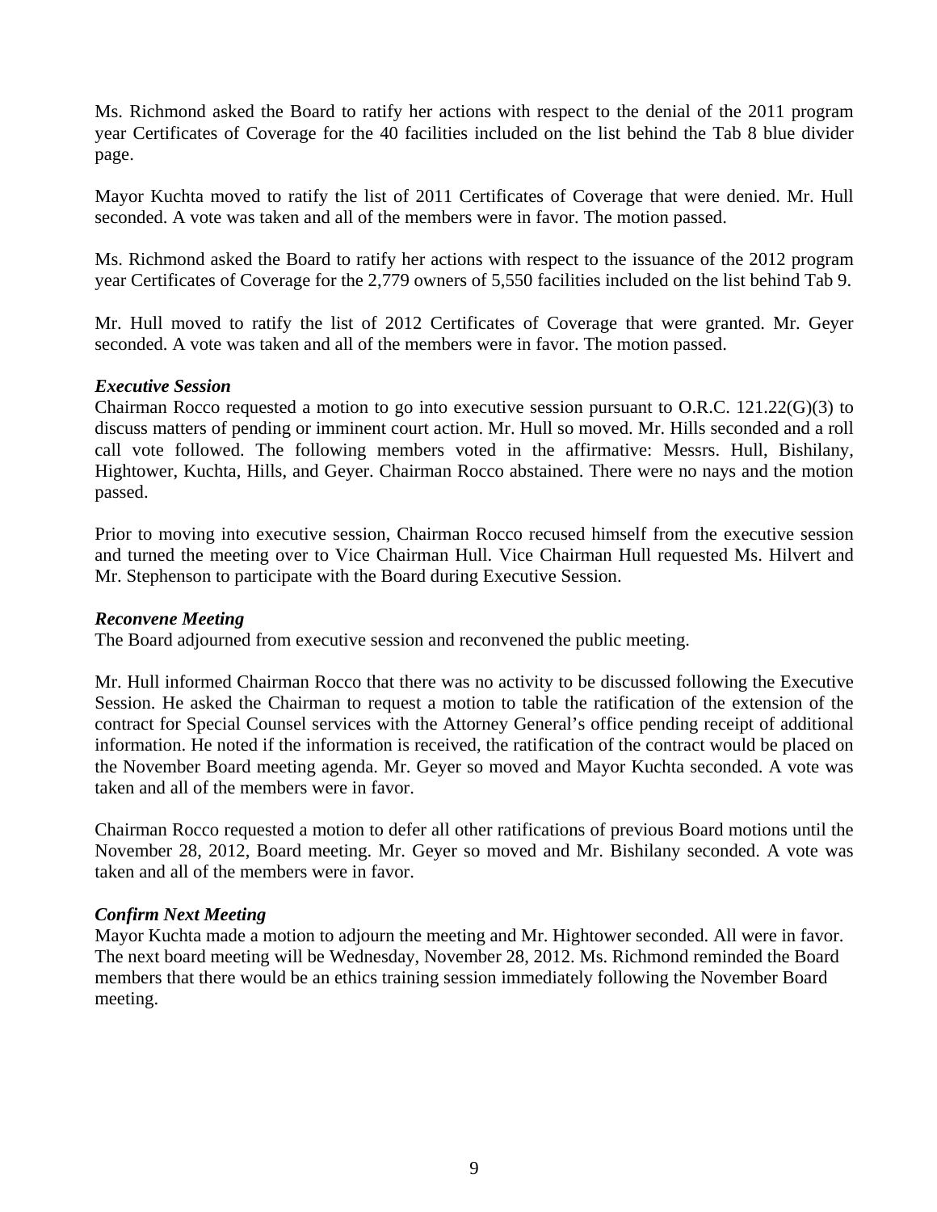Ms. Richmond asked the Board to ratify her actions with respect to the denial of the 2011 program year Certificates of Coverage for the 40 facilities included on the list behind the Tab 8 blue divider page.

Mayor Kuchta moved to ratify the list of 2011 Certificates of Coverage that were denied. Mr. Hull seconded. A vote was taken and all of the members were in favor. The motion passed.

Ms. Richmond asked the Board to ratify her actions with respect to the issuance of the 2012 program year Certificates of Coverage for the 2,779 owners of 5,550 facilities included on the list behind Tab 9.

Mr. Hull moved to ratify the list of 2012 Certificates of Coverage that were granted. Mr. Geyer seconded. A vote was taken and all of the members were in favor. The motion passed.

***Executive Session***

Chairman Rocco requested a motion to go into executive session pursuant to O.R.C. 121.22(G)(3) to discuss matters of pending or imminent court action. Mr. Hull so moved. Mr. Hills seconded and a roll call vote followed. The following members voted in the affirmative: Messrs. Hull, Bishilany, Hightower, Kuchta, Hills, and Geyer. Chairman Rocco abstained. There were no nays and the motion passed.

Prior to moving into executive session, Chairman Rocco recused himself from the executive session and turned the meeting over to Vice Chairman Hull. Vice Chairman Hull requested Ms. Hilvert and Mr. Stephenson to participate with the Board during Executive Session.

***Reconvene Meeting***

The Board adjourned from executive session and reconvened the public meeting.

Mr. Hull informed Chairman Rocco that there was no activity to be discussed following the Executive Session. He asked the Chairman to request a motion to table the ratification of the extension of the contract for Special Counsel services with the Attorney General's office pending receipt of additional information. He noted if the information is received, the ratification of the contract would be placed on the November Board meeting agenda. Mr. Geyer so moved and Mayor Kuchta seconded. A vote was taken and all of the members were in favor.

Chairman Rocco requested a motion to defer all other ratifications of previous Board motions until the November 28, 2012, Board meeting. Mr. Geyer so moved and Mr. Bishilany seconded. A vote was taken and all of the members were in favor.

***Confirm Next Meeting***

Mayor Kuchta made a motion to adjourn the meeting and Mr. Hightower seconded. All were in favor. The next board meeting will be Wednesday, November 28, 2012. Ms. Richmond reminded the Board members that there would be an ethics training session immediately following the November Board meeting.